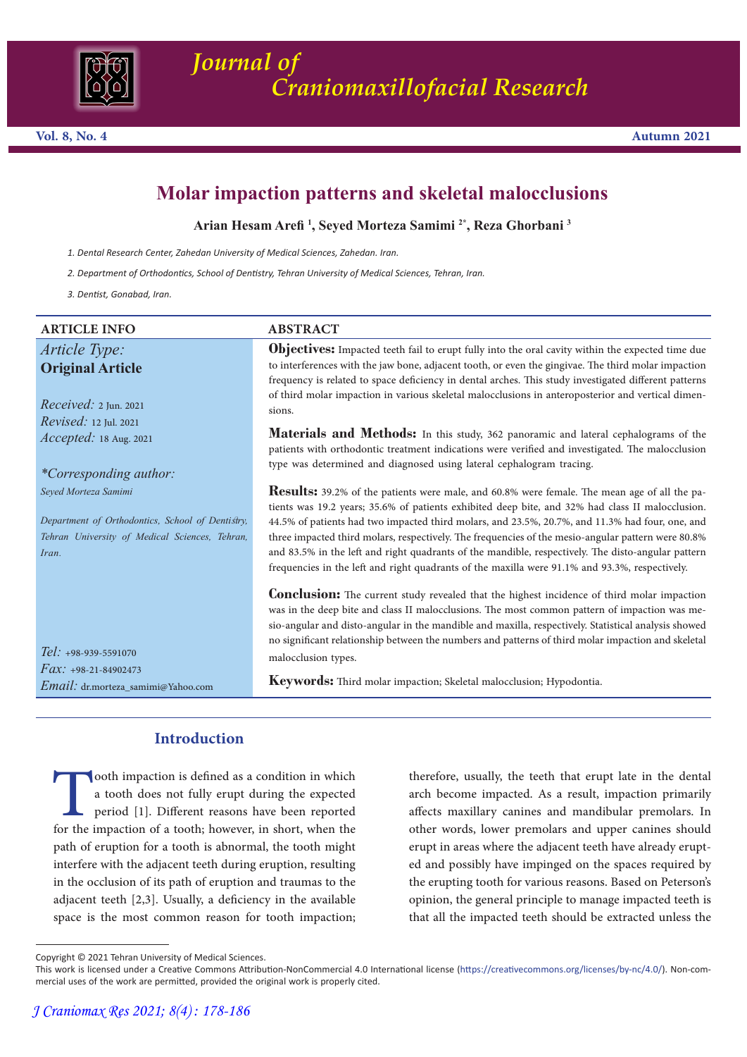# Molar impaction patterns and skeletal malocclusions

**Arian Hesam Arefi [1], Seyed Morteza Samimi [2*], Reza Ghorbani [3]**

1. Dental Research Center, Zahedan University of Medical Sciences, Zahedan. Iran.

2. Department of Orthodontics, School of Dentistry, Tehran University of Medical Sciences, Tehran, Iran.

3. Dentist, Gonabad, Iran.

## ARTICLE INFO

*Article Type:*
**Original Article**

*Received:* 2 Jun. 2021
*Revised:* 12 Jul. 2021
*Accepted:* 18 Aug. 2021

*\*Corresponding author:*
*Seyed Morteza Samimi*

*Department of Orthodontics, School of Dentistry, Tehran University of Medical Sciences, Tehran, Iran.*

*Tel:* +98-939-5591070
*Fax:* +98-21-84902473
*Email:* dr.morteza_samimi@Yahoo.com

## ABSTRACT

**Objectives:** Impacted teeth fail to erupt fully into the oral cavity within the expected time due to interferences with the jaw bone, adjacent tooth, or even the gingivae. The third molar impaction frequency is related to space deficiency in dental arches. This study investigated different patterns of third molar impaction in various skeletal malocclusions in anteroposterior and vertical dimensions.

**Materials and Methods:** In this study, 362 panoramic and lateral cephalograms of the patients with orthodontic treatment indications were verified and investigated. The malocclusion type was determined and diagnosed using lateral cephalogram tracing.

**Results:** 39.2% of the patients were male, and 60.8% were female. The mean age of all the patients was 19.2 years; 35.6% of patients exhibited deep bite, and 32% had class II malocclusion. 44.5% of patients had two impacted third molars, and 23.5%, 20.7%, and 11.3% had four, one, and three impacted third molars, respectively. The frequencies of the mesio-angular pattern were 80.8% and 83.5% in the left and right quadrants of the mandible, respectively. The disto-angular pattern frequencies in the left and right quadrants of the maxilla were 91.1% and 93.3%, respectively.

**Conclusion:** The current study revealed that the highest incidence of third molar impaction was in the deep bite and class II malocclusions. The most common pattern of impaction was mesio-angular and disto-angular in the mandible and maxilla, respectively. Statistical analysis showed no significant relationship between the numbers and patterns of third molar impaction and skeletal malocclusion types.

**Keywords:** Third molar impaction; Skeletal malocclusion; Hypodontia.

## Introduction

Tooth impaction is defined as a condition in which a tooth does not fully erupt during the expected period [1]. Different reasons have been reported for the impaction of a tooth; however, in short, when the path of eruption for a tooth is abnormal, the tooth might interfere with the adjacent teeth during eruption, resulting in the occlusion of its path of eruption and traumas to the adjacent teeth [2,3]. Usually, a deficiency in the available space is the most common reason for tooth impaction; therefore, usually, the teeth that erupt late in the dental arch become impacted. As a result, impaction primarily affects maxillary canines and mandibular premolars. In other words, lower premolars and upper canines should erupt in areas where the adjacent teeth have already erupted and possibly have impinged on the spaces required by the erupting tooth for various reasons. Based on Peterson's opinion, the general principle to manage impacted teeth is that all the impacted teeth should be extracted unless the

Copyright © 2021 Tehran University of Medical Sciences.
This work is licensed under a Creative Commons Attribution-NonCommercial 4.0 International license (https://creativecommons.org/licenses/by-nc/4.0/). Non-commercial uses of the work are permitted, provided the original work is properly cited.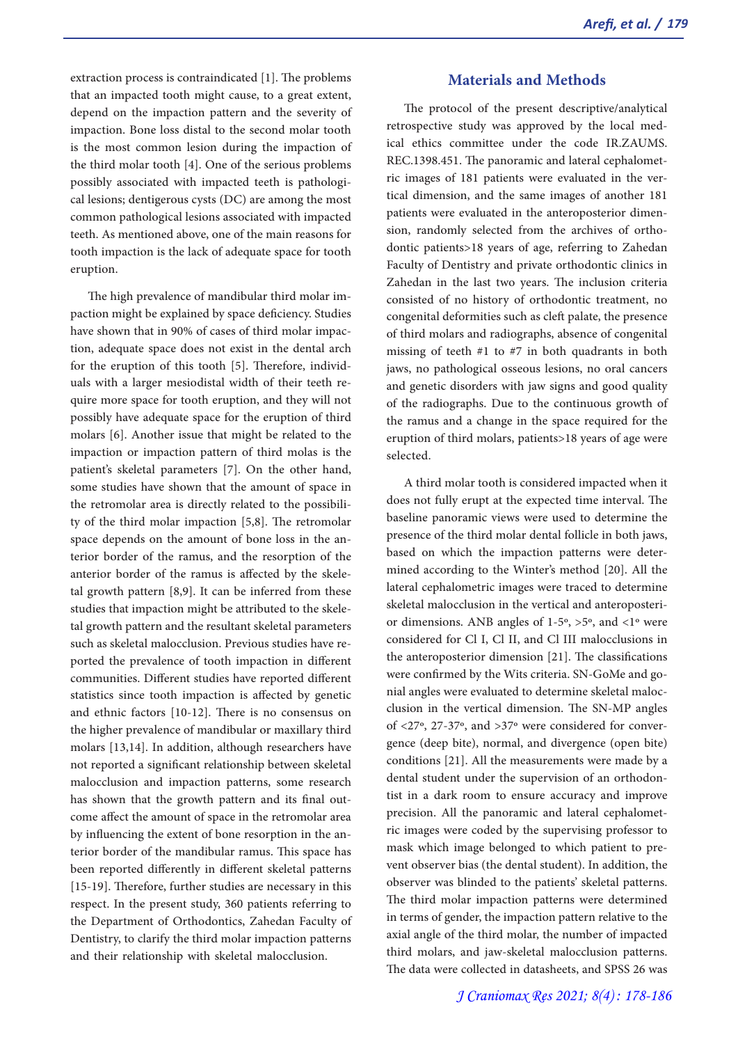extraction process is contraindicated [1]. The problems that an impacted tooth might cause, to a great extent, depend on the impaction pattern and the severity of impaction. Bone loss distal to the second molar tooth is the most common lesion during the impaction of the third molar tooth [4]. One of the serious problems possibly associated with impacted teeth is pathological lesions; dentigerous cysts (DC) are among the most common pathological lesions associated with impacted teeth. As mentioned above, one of the main reasons for tooth impaction is the lack of adequate space for tooth eruption.

The high prevalence of mandibular third molar impaction might be explained by space deficiency. Studies have shown that in 90% of cases of third molar impaction, adequate space does not exist in the dental arch for the eruption of this tooth [5]. Therefore, individuals with a larger mesiodistal width of their teeth require more space for tooth eruption, and they will not possibly have adequate space for the eruption of third molars [6]. Another issue that might be related to the impaction or impaction pattern of third molas is the patient's skeletal parameters [7]. On the other hand, some studies have shown that the amount of space in the retromolar area is directly related to the possibility of the third molar impaction [5,8]. The retromolar space depends on the amount of bone loss in the anterior border of the ramus, and the resorption of the anterior border of the ramus is affected by the skeletal growth pattern [8,9]. It can be inferred from these studies that impaction might be attributed to the skeletal growth pattern and the resultant skeletal parameters such as skeletal malocclusion. Previous studies have reported the prevalence of tooth impaction in different communities. Different studies have reported different statistics since tooth impaction is affected by genetic and ethnic factors [10-12]. There is no consensus on the higher prevalence of mandibular or maxillary third molars [13,14]. In addition, although researchers have not reported a significant relationship between skeletal malocclusion and impaction patterns, some research has shown that the growth pattern and its final outcome affect the amount of space in the retromolar area by influencing the extent of bone resorption in the anterior border of the mandibular ramus. This space has been reported differently in different skeletal patterns [15-19]. Therefore, further studies are necessary in this respect. In the present study, 360 patients referring to the Department of Orthodontics, Zahedan Faculty of Dentistry, to clarify the third molar impaction patterns and their relationship with skeletal malocclusion.

## Materials and Methods

The protocol of the present descriptive/analytical retrospective study was approved by the local medical ethics committee under the code IR.ZAUMS.REC.1398.451. The panoramic and lateral cephalometric images of 181 patients were evaluated in the vertical dimension, and the same images of another 181 patients were evaluated in the anteroposterior dimension, randomly selected from the archives of orthodontic patients>18 years of age, referring to Zahedan Faculty of Dentistry and private orthodontic clinics in Zahedan in the last two years. The inclusion criteria consisted of no history of orthodontic treatment, no congenital deformities such as cleft palate, the presence of third molars and radiographs, absence of congenital missing of teeth #1 to #7 in both quadrants in both jaws, no pathological osseous lesions, no oral cancers and genetic disorders with jaw signs and good quality of the radiographs. Due to the continuous growth of the ramus and a change in the space required for the eruption of third molars, patients>18 years of age were selected.

A third molar tooth is considered impacted when it does not fully erupt at the expected time interval. The baseline panoramic views were used to determine the presence of the third molar dental follicle in both jaws, based on which the impaction patterns were determined according to the Winter's method [20]. All the lateral cephalometric images were traced to determine skeletal malocclusion in the vertical and anteroposterior dimensions. ANB angles of 1-5º, >5º, and <1º were considered for Cl I, Cl II, and Cl III malocclusions in the anteroposterior dimension [21]. The classifications were confirmed by the Wits criteria. SN-GoMe and gonial angles were evaluated to determine skeletal malocclusion in the vertical dimension. The SN-MP angles of <27º, 27-37º, and >37º were considered for convergence (deep bite), normal, and divergence (open bite) conditions [21]. All the measurements were made by a dental student under the supervision of an orthodontist in a dark room to ensure accuracy and improve precision. All the panoramic and lateral cephalometric images were coded by the supervising professor to mask which image belonged to which patient to prevent observer bias (the dental student). In addition, the observer was blinded to the patients' skeletal patterns. The third molar impaction patterns were determined in terms of gender, the impaction pattern relative to the axial angle of the third molar, the number of impacted third molars, and jaw-skeletal malocclusion patterns. The data were collected in datasheets, and SPSS 26 was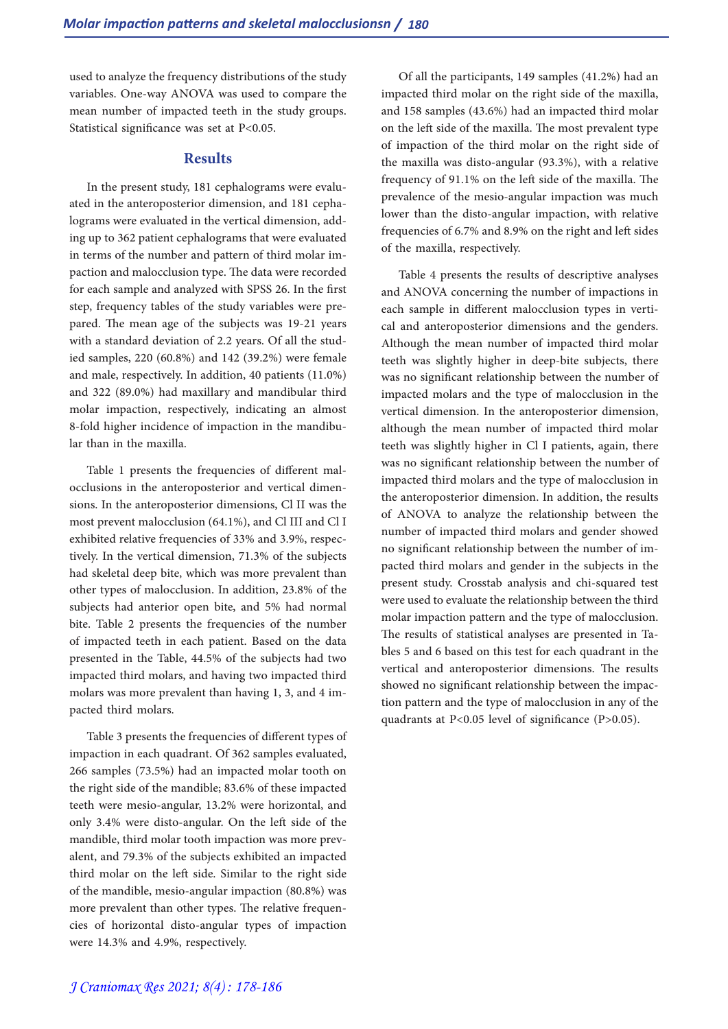used to analyze the frequency distributions of the study variables. One-way ANOVA was used to compare the mean number of impacted teeth in the study groups. Statistical significance was set at P<0.05.

## Results

In the present study, 181 cephalograms were evaluated in the anteroposterior dimension, and 181 cephalograms were evaluated in the vertical dimension, adding up to 362 patient cephalograms that were evaluated in terms of the number and pattern of third molar impaction and malocclusion type. The data were recorded for each sample and analyzed with SPSS 26. In the first step, frequency tables of the study variables were prepared. The mean age of the subjects was 19-21 years with a standard deviation of 2.2 years. Of all the studied samples, 220 (60.8%) and 142 (39.2%) were female and male, respectively. In addition, 40 patients (11.0%) and 322 (89.0%) had maxillary and mandibular third molar impaction, respectively, indicating an almost 8-fold higher incidence of impaction in the mandibular than in the maxilla.

Table 1 presents the frequencies of different malocclusions in the anteroposterior and vertical dimensions. In the anteroposterior dimensions, Cl II was the most prevent malocclusion (64.1%), and Cl III and Cl I exhibited relative frequencies of 33% and 3.9%, respectively. In the vertical dimension, 71.3% of the subjects had skeletal deep bite, which was more prevalent than other types of malocclusion. In addition, 23.8% of the subjects had anterior open bite, and 5% had normal bite. Table 2 presents the frequencies of the number of impacted teeth in each patient. Based on the data presented in the Table, 44.5% of the subjects had two impacted third molars, and having two impacted third molars was more prevalent than having 1, 3, and 4 impacted third molars.

Table 3 presents the frequencies of different types of impaction in each quadrant. Of 362 samples evaluated, 266 samples (73.5%) had an impacted molar tooth on the right side of the mandible; 83.6% of these impacted teeth were mesio-angular, 13.2% were horizontal, and only 3.4% were disto-angular. On the left side of the mandible, third molar tooth impaction was more prevalent, and 79.3% of the subjects exhibited an impacted third molar on the left side. Similar to the right side of the mandible, mesio-angular impaction (80.8%) was more prevalent than other types. The relative frequencies of horizontal disto-angular types of impaction were 14.3% and 4.9%, respectively.

Of all the participants, 149 samples (41.2%) had an impacted third molar on the right side of the maxilla, and 158 samples (43.6%) had an impacted third molar on the left side of the maxilla. The most prevalent type of impaction of the third molar on the right side of the maxilla was disto-angular (93.3%), with a relative frequency of 91.1% on the left side of the maxilla. The prevalence of the mesio-angular impaction was much lower than the disto-angular impaction, with relative frequencies of 6.7% and 8.9% on the right and left sides of the maxilla, respectively.

Table 4 presents the results of descriptive analyses and ANOVA concerning the number of impactions in each sample in different malocclusion types in vertical and anteroposterior dimensions and the genders. Although the mean number of impacted third molar teeth was slightly higher in deep-bite subjects, there was no significant relationship between the number of impacted molars and the type of malocclusion in the vertical dimension. In the anteroposterior dimension, although the mean number of impacted third molar teeth was slightly higher in Cl I patients, again, there was no significant relationship between the number of impacted third molars and the type of malocclusion in the anteroposterior dimension. In addition, the results of ANOVA to analyze the relationship between the number of impacted third molars and gender showed no significant relationship between the number of impacted third molars and gender in the subjects in the present study. Crosstab analysis and chi-squared test were used to evaluate the relationship between the third molar impaction pattern and the type of malocclusion. The results of statistical analyses are presented in Tables 5 and 6 based on this test for each quadrant in the vertical and anteroposterior dimensions. The results showed no significant relationship between the impaction pattern and the type of malocclusion in any of the quadrants at P<0.05 level of significance (P>0.05).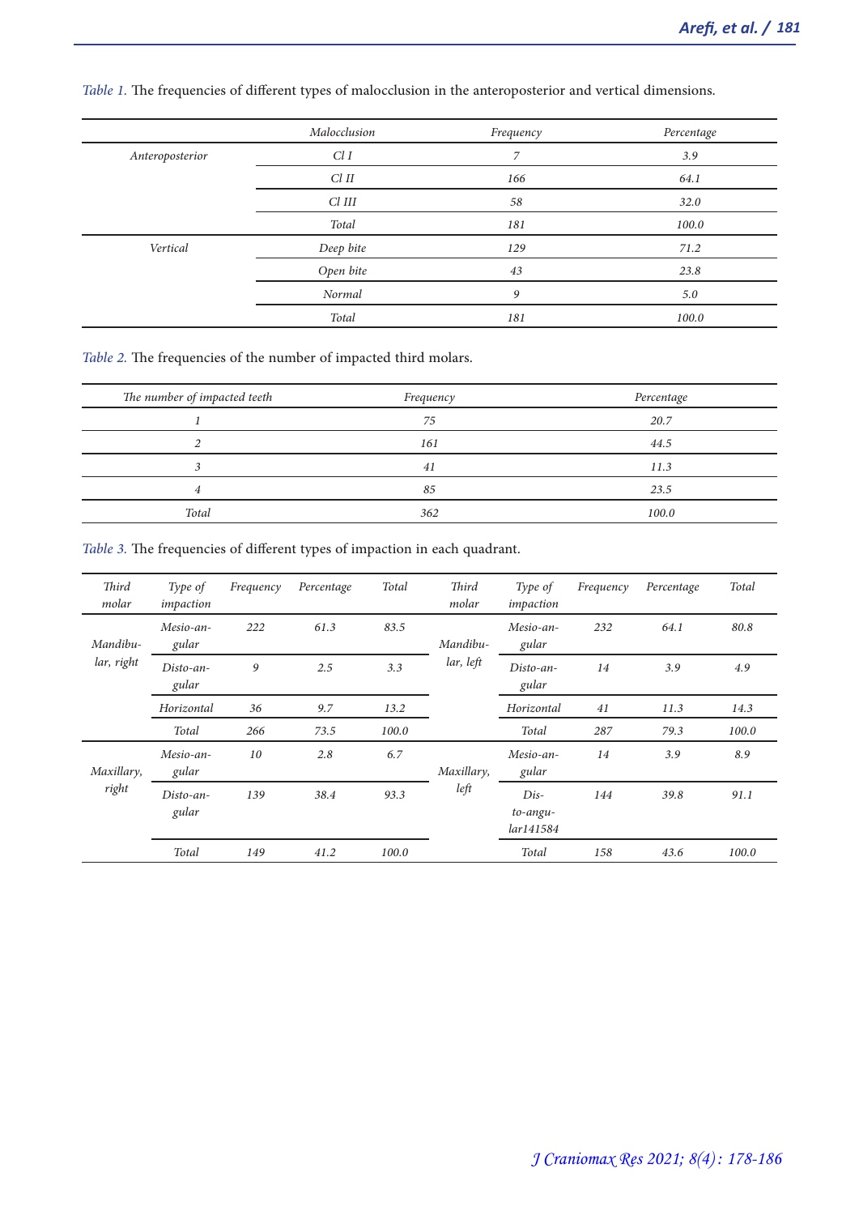*Table 1.* The frequencies of different types of malocclusion in the anteroposterior and vertical dimensions.

| | Malocclusion | Frequency | Percentage |
|---|---|---|---|
| Anteroposterior | Cl I | 7 | 3.9 |
| | Cl II | 166 | 64.1 |
| | Cl III | 58 | 32.0 |
| | Total | 181 | 100.0 |
| Vertical | Deep bite | 129 | 71.2 |
| | Open bite | 43 | 23.8 |
| | Normal | 9 | 5.0 |
| | Total | 181 | 100.0 |

*Table 2.* The frequencies of the number of impacted third molars.

| The number of impacted teeth | Frequency | Percentage |
|---|---|---|
| 1 | 75 | 20.7 |
| 2 | 161 | 44.5 |
| 3 | 41 | 11.3 |
| 4 | 85 | 23.5 |
| Total | 362 | 100.0 |

*Table 3.* The frequencies of different types of impaction in each quadrant.

| Third molar | Type of impaction | Frequency | Percentage | Total | Third molar | Type of impaction | Frequency | Percentage | Total |
|---|---|---|---|---|---|---|---|---|---|
| Mandibular, right | Mesio-angular | 222 | 61.3 | 83.5 | Mandibular, left | Mesio-angular | 232 | 64.1 | 80.8 |
| | Disto-angular | 9 | 2.5 | 3.3 | | Disto-angular | 14 | 3.9 | 4.9 |
| | Horizontal | 36 | 9.7 | 13.2 | | Horizontal | 41 | 11.3 | 14.3 |
| | Total | 266 | 73.5 | 100.0 | | Total | 287 | 79.3 | 100.0 |
| Maxillary, right | Mesio-angular | 10 | 2.8 | 6.7 | Maxillary, left | Mesio-angular | 14 | 3.9 | 8.9 |
| | Disto-angular | 139 | 38.4 | 93.3 | | Disto-angular141584 | 144 | 39.8 | 91.1 |
| | Total | 149 | 41.2 | 100.0 | | Total | 158 | 43.6 | 100.0 |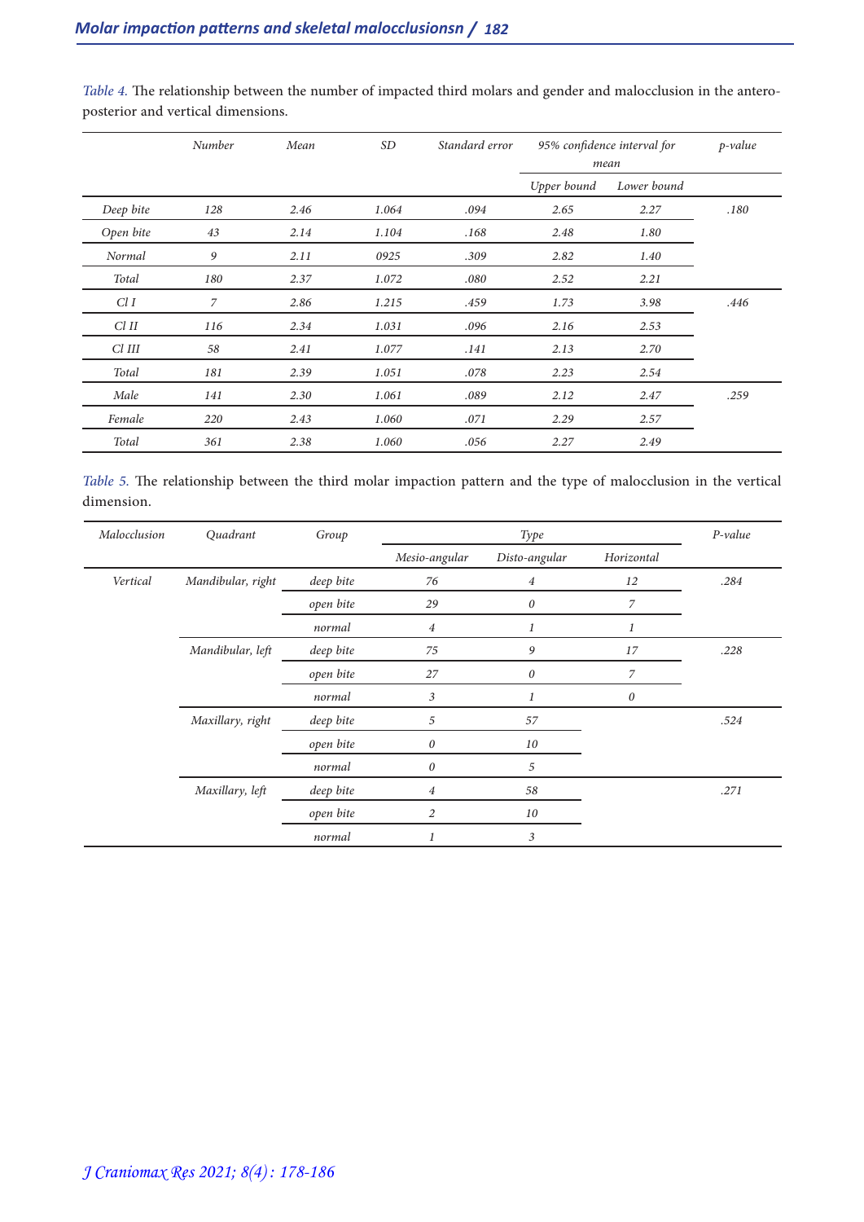*Table 4.* The relationship between the number of impacted third molars and gender and malocclusion in the antero-posterior and vertical dimensions.

| | Number | Mean | SD | Standard error | 95% confidence interval for mean | | p-value |
|---|---|---|---|---|---|---|---|
| | | | | | Upper bound | Lower bound | |
| Deep bite | 128 | 2.46 | 1.064 | .094 | 2.65 | 2.27 | .180 |
| Open bite | 43 | 2.14 | 1.104 | .168 | 2.48 | 1.80 | |
| Normal | 9 | 2.11 | 0925 | .309 | 2.82 | 1.40 | |
| Total | 180 | 2.37 | 1.072 | .080 | 2.52 | 2.21 | |
| Cl I | 7 | 2.86 | 1.215 | .459 | 1.73 | 3.98 | .446 |
| Cl II | 116 | 2.34 | 1.031 | .096 | 2.16 | 2.53 | |
| Cl III | 58 | 2.41 | 1.077 | .141 | 2.13 | 2.70 | |
| Total | 181 | 2.39 | 1.051 | .078 | 2.23 | 2.54 | |
| Male | 141 | 2.30 | 1.061 | .089 | 2.12 | 2.47 | .259 |
| Female | 220 | 2.43 | 1.060 | .071 | 2.29 | 2.57 | |
| Total | 361 | 2.38 | 1.060 | .056 | 2.27 | 2.49 | |

*Table 5.* The relationship between the third molar impaction pattern and the type of malocclusion in the vertical dimension.

| Malocclusion | Quadrant | Group | Type | | | P-value |
|---|---|---|---|---|---|---|
| | | | Mesio-angular | Disto-angular | Horizontal | |
| Vertical | Mandibular, right | deep bite | 76 | 4 | 12 | .284 |
| | | open bite | 29 | 0 | 7 | |
| | | normal | 4 | 1 | 1 | |
| | Mandibular, left | deep bite | 75 | 9 | 17 | .228 |
| | | open bite | 27 | 0 | 7 | |
| | | normal | 3 | 1 | 0 | |
| | Maxillary, right | deep bite | 5 | 57 | | .524 |
| | | open bite | 0 | 10 | | |
| | | normal | 0 | 5 | | |
| | Maxillary, left | deep bite | 4 | 58 | | .271 |
| | | open bite | 2 | 10 | | |
| | | normal | 1 | 3 | | |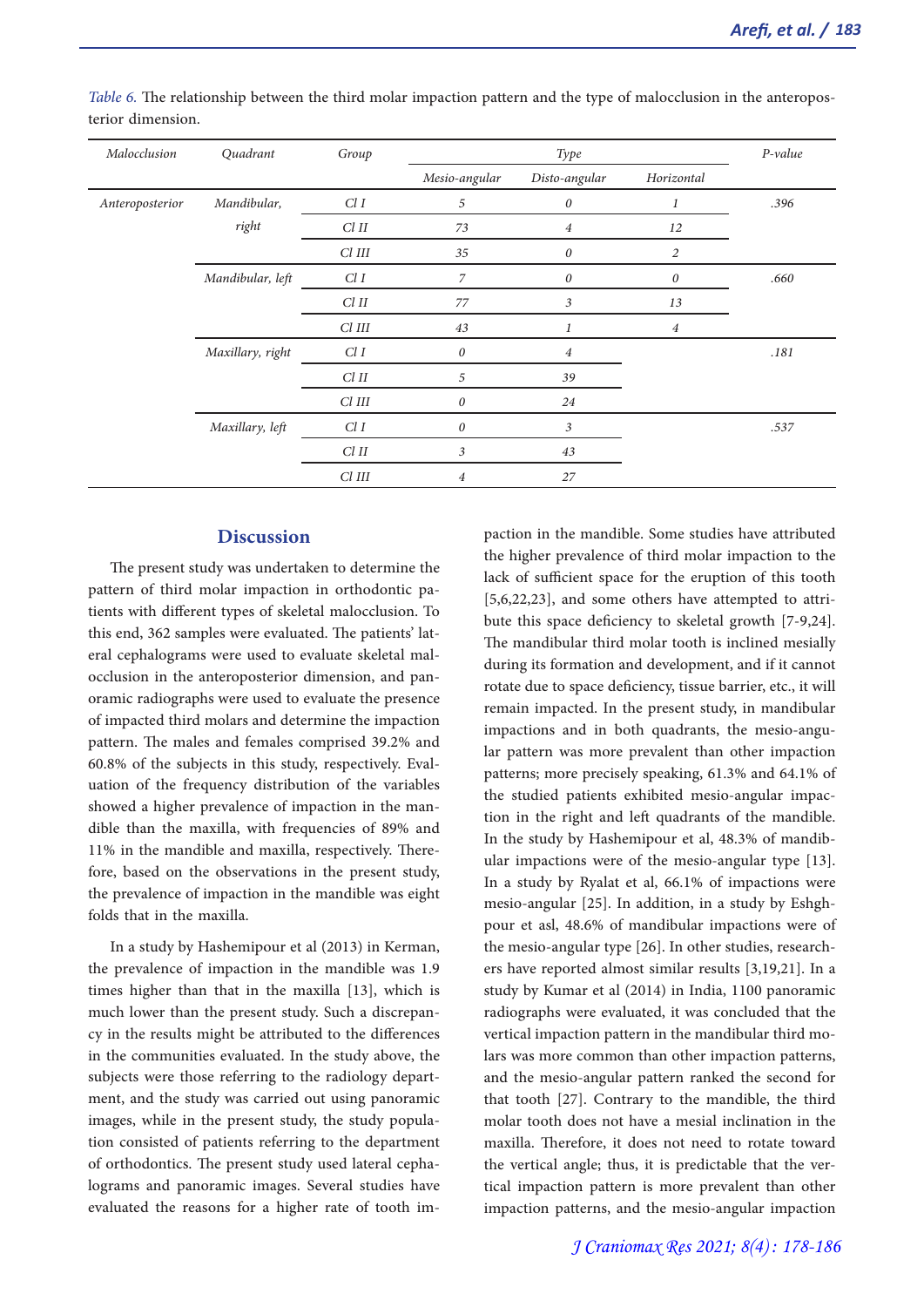*Table 6.* The relationship between the third molar impaction pattern and the type of malocclusion in the anteroposterior dimension.

| *Malocclusion* | *Quadrant* | *Group* | *Type* | | | *P-value* |
|---|---|---|---|---|---|---|
| | | | *Mesio-angular* | *Disto-angular* | *Horizontal* | |
| *Anteroposterior* | *Mandibular, right* | *Cl I* | *5* | *0* | *1* | *.396* |
| | | *Cl II* | *73* | *4* | *12* | |
| | | *Cl III* | *35* | *0* | *2* | |
| | *Mandibular, left* | *Cl I* | *7* | *0* | *0* | *.660* |
| | | *Cl II* | *77* | *3* | *13* | |
| | | *Cl III* | *43* | *1* | *4* | |
| | *Maxillary, right* | *Cl I* | *0* | *4* | | *.181* |
| | | *Cl II* | *5* | *39* | | |
| | | *Cl III* | *0* | *24* | | |
| | *Maxillary, left* | *Cl I* | *0* | *3* | | *.537* |
| | | *Cl II* | *3* | *43* | | |
| | | *Cl III* | *4* | *27* | | |

## Discussion

The present study was undertaken to determine the pattern of third molar impaction in orthodontic patients with different types of skeletal malocclusion. To this end, 362 samples were evaluated. The patients' lateral cephalograms were used to evaluate skeletal malocclusion in the anteroposterior dimension, and panoramic radiographs were used to evaluate the presence of impacted third molars and determine the impaction pattern. The males and females comprised 39.2% and 60.8% of the subjects in this study, respectively. Evaluation of the frequency distribution of the variables showed a higher prevalence of impaction in the mandible than the maxilla, with frequencies of 89% and 11% in the mandible and maxilla, respectively. Therefore, based on the observations in the present study, the prevalence of impaction in the mandible was eight folds that in the maxilla.

In a study by Hashemipour et al (2013) in Kerman, the prevalence of impaction in the mandible was 1.9 times higher than that in the maxilla [13], which is much lower than the present study. Such a discrepancy in the results might be attributed to the differences in the communities evaluated. In the study above, the subjects were those referring to the radiology department, and the study was carried out using panoramic images, while in the present study, the study population consisted of patients referring to the department of orthodontics. The present study used lateral cephalograms and panoramic images. Several studies have evaluated the reasons for a higher rate of tooth impaction in the mandible. Some studies have attributed the higher prevalence of third molar impaction to the lack of sufficient space for the eruption of this tooth [5,6,22,23], and some others have attempted to attribute this space deficiency to skeletal growth [7-9,24]. The mandibular third molar tooth is inclined mesially during its formation and development, and if it cannot rotate due to space deficiency, tissue barrier, etc., it will remain impacted. In the present study, in mandibular impactions and in both quadrants, the mesio-angular pattern was more prevalent than other impaction patterns; more precisely speaking, 61.3% and 64.1% of the studied patients exhibited mesio-angular impaction in the right and left quadrants of the mandible. In the study by Hashemipour et al, 48.3% of mandibular impactions were of the mesio-angular type [13]. In a study by Ryalat et al, 66.1% of impactions were mesio-angular [25]. In addition, in a study by Eshghpour et asl, 48.6% of mandibular impactions were of the mesio-angular type [26]. In other studies, researchers have reported almost similar results [3,19,21]. In a study by Kumar et al (2014) in India, 1100 panoramic radiographs were evaluated, it was concluded that the vertical impaction pattern in the mandibular third molars was more common than other impaction patterns, and the mesio-angular pattern ranked the second for that tooth [27]. Contrary to the mandible, the third molar tooth does not have a mesial inclination in the maxilla. Therefore, it does not need to rotate toward the vertical angle; thus, it is predictable that the vertical impaction pattern is more prevalent than other impaction patterns, and the mesio-angular impaction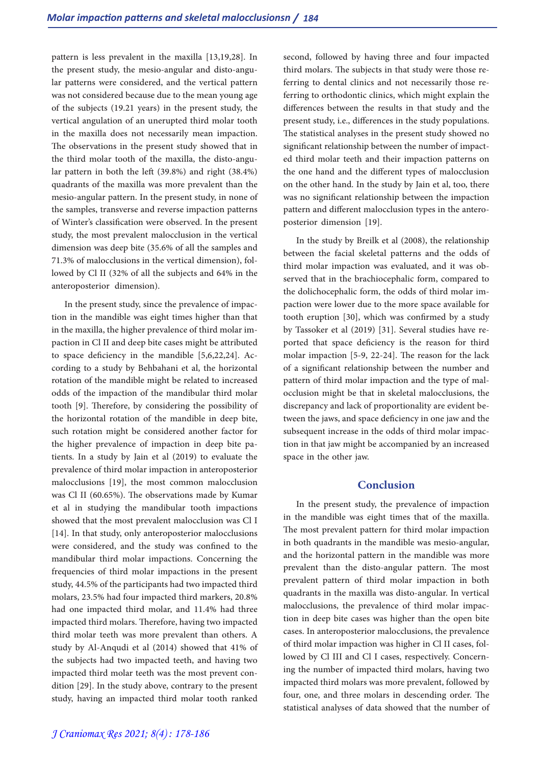pattern is less prevalent in the maxilla [13,19,28]. In the present study, the mesio-angular and disto-angular patterns were considered, and the vertical pattern was not considered because due to the mean young age of the subjects (19.21 years) in the present study, the vertical angulation of an unerupted third molar tooth in the maxilla does not necessarily mean impaction. The observations in the present study showed that in the third molar tooth of the maxilla, the disto-angular pattern in both the left (39.8%) and right (38.4%) quadrants of the maxilla was more prevalent than the mesio-angular pattern. In the present study, in none of the samples, transverse and reverse impaction patterns of Winter's classification were observed. In the present study, the most prevalent malocclusion in the vertical dimension was deep bite (35.6% of all the samples and 71.3% of malocclusions in the vertical dimension), followed by Cl II (32% of all the subjects and 64% in the anteroposterior dimension).

In the present study, since the prevalence of impaction in the mandible was eight times higher than that in the maxilla, the higher prevalence of third molar impaction in Cl II and deep bite cases might be attributed to space deficiency in the mandible [5,6,22,24]. According to a study by Behbahani et al, the horizontal rotation of the mandible might be related to increased odds of the impaction of the mandibular third molar tooth [9]. Therefore, by considering the possibility of the horizontal rotation of the mandible in deep bite, such rotation might be considered another factor for the higher prevalence of impaction in deep bite patients. In a study by Jain et al (2019) to evaluate the prevalence of third molar impaction in anteroposterior malocclusions [19], the most common malocclusion was Cl II (60.65%). The observations made by Kumar et al in studying the mandibular tooth impactions showed that the most prevalent malocclusion was Cl I [14]. In that study, only anteroposterior malocclusions were considered, and the study was confined to the mandibular third molar impactions. Concerning the frequencies of third molar impactions in the present study, 44.5% of the participants had two impacted third molars, 23.5% had four impacted third markers, 20.8% had one impacted third molar, and 11.4% had three impacted third molars. Therefore, having two impacted third molar teeth was more prevalent than others. A study by Al-Anqudi et al (2014) showed that 41% of the subjects had two impacted teeth, and having two impacted third molar teeth was the most prevent condition [29]. In the study above, contrary to the present study, having an impacted third molar tooth ranked second, followed by having three and four impacted third molars. The subjects in that study were those referring to dental clinics and not necessarily those referring to orthodontic clinics, which might explain the differences between the results in that study and the present study, i.e., differences in the study populations. The statistical analyses in the present study showed no significant relationship between the number of impacted third molar teeth and their impaction patterns on the one hand and the different types of malocclusion on the other hand. In the study by Jain et al, too, there was no significant relationship between the impaction pattern and different malocclusion types in the anteroposterior dimension [19].

In the study by Breilk et al (2008), the relationship between the facial skeletal patterns and the odds of third molar impaction was evaluated, and it was observed that in the brachiocephalic form, compared to the dolichocephalic form, the odds of third molar impaction were lower due to the more space available for tooth eruption [30], which was confirmed by a study by Tassoker et al (2019) [31]. Several studies have reported that space deficiency is the reason for third molar impaction [5-9, 22-24]. The reason for the lack of a significant relationship between the number and pattern of third molar impaction and the type of malocclusion might be that in skeletal malocclusions, the discrepancy and lack of proportionality are evident between the jaws, and space deficiency in one jaw and the subsequent increase in the odds of third molar impaction in that jaw might be accompanied by an increased space in the other jaw.

## Conclusion

In the present study, the prevalence of impaction in the mandible was eight times that of the maxilla. The most prevalent pattern for third molar impaction in both quadrants in the mandible was mesio-angular, and the horizontal pattern in the mandible was more prevalent than the disto-angular pattern. The most prevalent pattern of third molar impaction in both quadrants in the maxilla was disto-angular. In vertical malocclusions, the prevalence of third molar impaction in deep bite cases was higher than the open bite cases. In anteroposterior malocclusions, the prevalence of third molar impaction was higher in Cl II cases, followed by Cl III and Cl I cases, respectively. Concerning the number of impacted third molars, having two impacted third molars was more prevalent, followed by four, one, and three molars in descending order. The statistical analyses of data showed that the number of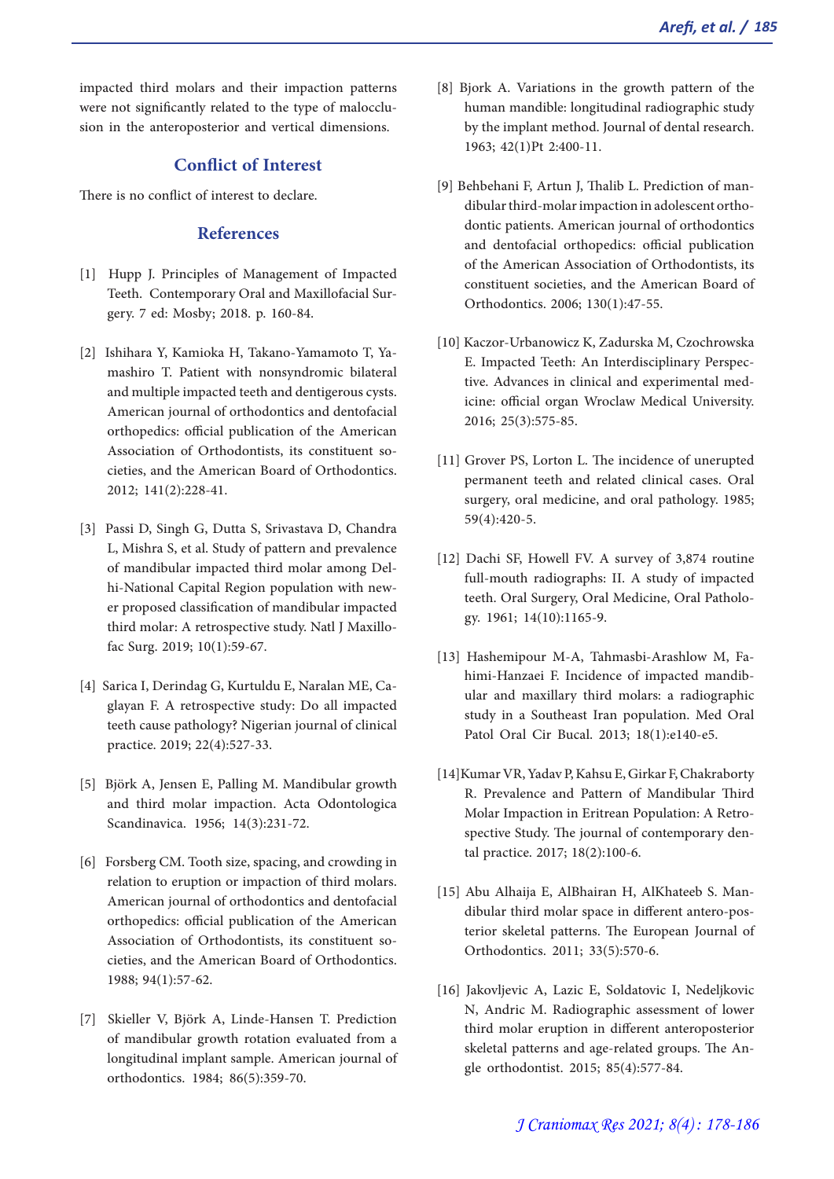impacted third molars and their impaction patterns were not significantly related to the type of malocclusion in the anteroposterior and vertical dimensions.

## Conflict of Interest

There is no conflict of interest to declare.

## References

[1] Hupp J. Principles of Management of Impacted Teeth. Contemporary Oral and Maxillofacial Surgery. 7 ed: Mosby; 2018. p. 160-84.

[2] Ishihara Y, Kamioka H, Takano-Yamamoto T, Yamashiro T. Patient with nonsyndromic bilateral and multiple impacted teeth and dentigerous cysts. American journal of orthodontics and dentofacial orthopedics: official publication of the American Association of Orthodontists, its constituent societies, and the American Board of Orthodontics. 2012; 141(2):228-41.

[3] Passi D, Singh G, Dutta S, Srivastava D, Chandra L, Mishra S, et al. Study of pattern and prevalence of mandibular impacted third molar among Delhi-National Capital Region population with newer proposed classification of mandibular impacted third molar: A retrospective study. Natl J Maxillofac Surg. 2019; 10(1):59-67.

[4] Sarica I, Derindag G, Kurtuldu E, Naralan ME, Caglayan F. A retrospective study: Do all impacted teeth cause pathology? Nigerian journal of clinical practice. 2019; 22(4):527-33.

[5] Björk A, Jensen E, Palling M. Mandibular growth and third molar impaction. Acta Odontologica Scandinavica. 1956; 14(3):231-72.

[6] Forsberg CM. Tooth size, spacing, and crowding in relation to eruption or impaction of third molars. American journal of orthodontics and dentofacial orthopedics: official publication of the American Association of Orthodontists, its constituent societies, and the American Board of Orthodontics. 1988; 94(1):57-62.

[7] Skieller V, Björk A, Linde-Hansen T. Prediction of mandibular growth rotation evaluated from a longitudinal implant sample. American journal of orthodontics. 1984; 86(5):359-70.

[8] Bjork A. Variations in the growth pattern of the human mandible: longitudinal radiographic study by the implant method. Journal of dental research. 1963; 42(1)Pt 2:400-11.

[9] Behbehani F, Artun J, Thalib L. Prediction of mandibular third-molar impaction in adolescent orthodontic patients. American journal of orthodontics and dentofacial orthopedics: official publication of the American Association of Orthodontists, its constituent societies, and the American Board of Orthodontics. 2006; 130(1):47-55.

[10] Kaczor-Urbanowicz K, Zadurska M, Czochrowska E. Impacted Teeth: An Interdisciplinary Perspective. Advances in clinical and experimental medicine: official organ Wroclaw Medical University. 2016; 25(3):575-85.

[11] Grover PS, Lorton L. The incidence of unerupted permanent teeth and related clinical cases. Oral surgery, oral medicine, and oral pathology. 1985; 59(4):420-5.

[12] Dachi SF, Howell FV. A survey of 3,874 routine full-mouth radiographs: II. A study of impacted teeth. Oral Surgery, Oral Medicine, Oral Pathology. 1961; 14(10):1165-9.

[13] Hashemipour M-A, Tahmasbi-Arashlow M, Fahimi-Hanzaei F. Incidence of impacted mandibular and maxillary third molars: a radiographic study in a Southeast Iran population. Med Oral Patol Oral Cir Bucal. 2013; 18(1):e140-e5.

[14] Kumar VR, Yadav P, Kahsu E, Girkar F, Chakraborty R. Prevalence and Pattern of Mandibular Third Molar Impaction in Eritrean Population: A Retrospective Study. The journal of contemporary dental practice. 2017; 18(2):100-6.

[15] Abu Alhaija E, AlBhairan H, AlKhateeb S. Mandibular third molar space in different antero-posterior skeletal patterns. The European Journal of Orthodontics. 2011; 33(5):570-6.

[16] Jakovljevic A, Lazic E, Soldatovic I, Nedeljkovic N, Andric M. Radiographic assessment of lower third molar eruption in different anteroposterior skeletal patterns and age-related groups. The Angle orthodontist. 2015; 85(4):577-84.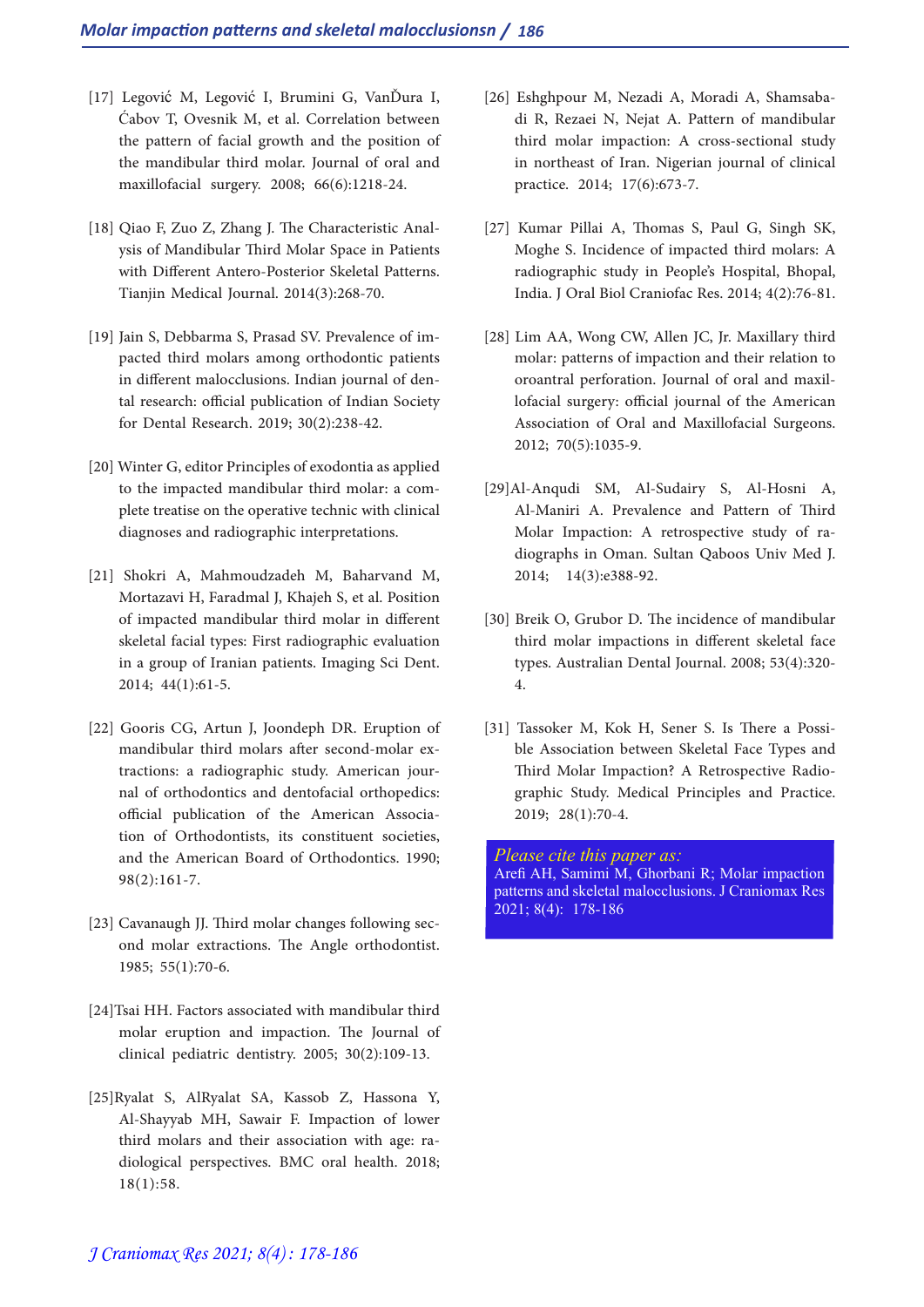[17] Legović M, Legović I, Brumini G, VanĎura I, Ćabov T, Ovesnik M, et al. Correlation between the pattern of facial growth and the position of the mandibular third molar. Journal of oral and maxillofacial surgery. 2008; 66(6):1218-24.

[18] Qiao F, Zuo Z, Zhang J. The Characteristic Analysis of Mandibular Third Molar Space in Patients with Different Antero-Posterior Skeletal Patterns. Tianjin Medical Journal. 2014(3):268-70.

[19] Jain S, Debbarma S, Prasad SV. Prevalence of impacted third molars among orthodontic patients in different malocclusions. Indian journal of dental research: official publication of Indian Society for Dental Research. 2019; 30(2):238-42.

[20] Winter G, editor Principles of exodontia as applied to the impacted mandibular third molar: a complete treatise on the operative technic with clinical diagnoses and radiographic interpretations.

[21] Shokri A, Mahmoudzadeh M, Baharvand M, Mortazavi H, Faradmal J, Khajeh S, et al. Position of impacted mandibular third molar in different skeletal facial types: First radiographic evaluation in a group of Iranian patients. Imaging Sci Dent. 2014; 44(1):61-5.

[22] Gooris CG, Artun J, Joondeph DR. Eruption of mandibular third molars after second-molar extractions: a radiographic study. American journal of orthodontics and dentofacial orthopedics: official publication of the American Association of Orthodontists, its constituent societies, and the American Board of Orthodontics. 1990; 98(2):161-7.

[23] Cavanaugh JJ. Third molar changes following second molar extractions. The Angle orthodontist. 1985; 55(1):70-6.

[24]Tsai HH. Factors associated with mandibular third molar eruption and impaction. The Journal of clinical pediatric dentistry. 2005; 30(2):109-13.

[25]Ryalat S, AlRyalat SA, Kassob Z, Hassona Y, Al-Shayyab MH, Sawair F. Impaction of lower third molars and their association with age: radiological perspectives. BMC oral health. 2018; 18(1):58.

[26] Eshghpour M, Nezadi A, Moradi A, Shamsabadi R, Rezaei N, Nejat A. Pattern of mandibular third molar impaction: A cross-sectional study in northeast of Iran. Nigerian journal of clinical practice. 2014; 17(6):673-7.

[27] Kumar Pillai A, Thomas S, Paul G, Singh SK, Moghe S. Incidence of impacted third molars: A radiographic study in People's Hospital, Bhopal, India. J Oral Biol Craniofac Res. 2014; 4(2):76-81.

[28] Lim AA, Wong CW, Allen JC, Jr. Maxillary third molar: patterns of impaction and their relation to oroantral perforation. Journal of oral and maxillofacial surgery: official journal of the American Association of Oral and Maxillofacial Surgeons. 2012; 70(5):1035-9.

[29]Al-Anqudi SM, Al-Sudairy S, Al-Hosni A, Al-Maniri A. Prevalence and Pattern of Third Molar Impaction: A retrospective study of radiographs in Oman. Sultan Qaboos Univ Med J. 2014; 14(3):e388-92.

[30] Breik O, Grubor D. The incidence of mandibular third molar impactions in different skeletal face types. Australian Dental Journal. 2008; 53(4):320-4.

[31] Tassoker M, Kok H, Sener S. Is There a Possible Association between Skeletal Face Types and Third Molar Impaction? A Retrospective Radiographic Study. Medical Principles and Practice. 2019; 28(1):70-4.

*Please cite this paper as:*
Arefi AH, Samimi M, Ghorbani R; Molar impaction patterns and skeletal malocclusions. J Craniomax Res 2021; 8(4): 178-186